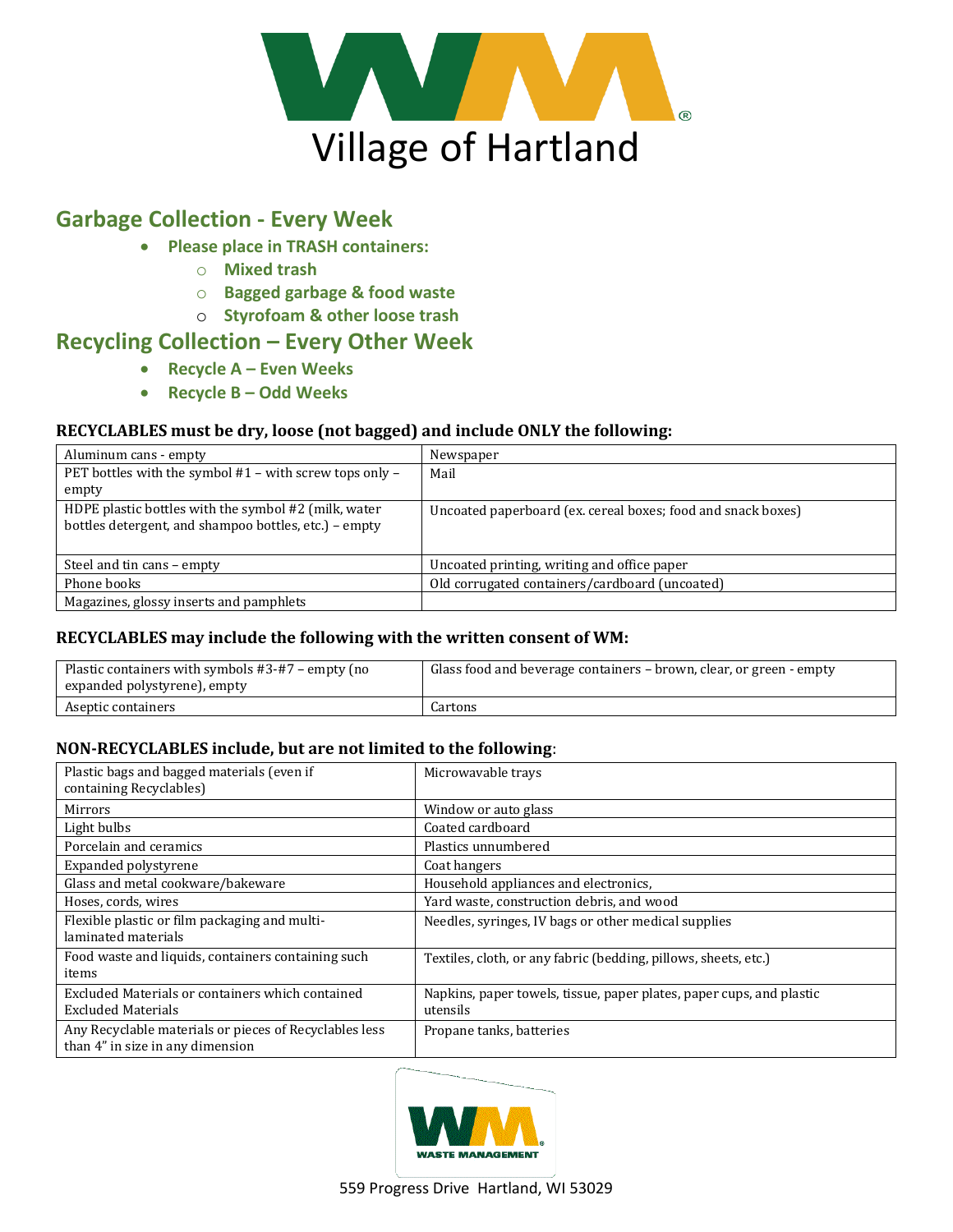# Village of Hartland

## Garbage Collection - Every Week

- **Please place in TRASH containers:**
  - **Mixed trash**
  - **Bagged garbage & food waste**
  - **Styrofoam & other loose trash**

## Recycling Collection – Every Other Week

- **Recycle A – Even Weeks**
- **Recycle B – Odd Weeks**

### RECYCLABLES must be dry, loose (not bagged) and include ONLY the following:

| | |
|---|---|
| Aluminum cans - empty | Newspaper |
| PET bottles with the symbol #1 – with screw tops only – empty | Mail |
| HDPE plastic bottles with the symbol #2 (milk, water bottles detergent, and shampoo bottles, etc.) – empty | Uncoated paperboard (ex. cereal boxes; food and snack boxes) |
| Steel and tin cans – empty | Uncoated printing, writing and office paper |
| Phone books | Old corrugated containers/cardboard (uncoated) |
| Magazines, glossy inserts and pamphlets | |

### RECYCLABLES may include the following with the written consent of WM:

| | |
|---|---|
| Plastic containers with symbols #3-#7 – empty (no expanded polystyrene), empty | Glass food and beverage containers – brown, clear, or green - empty |
| Aseptic containers | Cartons |

### NON-RECYCLABLES include, but are not limited to the following:

| | |
|---|---|
| Plastic bags and bagged materials (even if containing Recyclables) | Microwavable trays |
| Mirrors | Window or auto glass |
| Light bulbs | Coated cardboard |
| Porcelain and ceramics | Plastics unnumbered |
| Expanded polystyrene | Coat hangers |
| Glass and metal cookware/bakeware | Household appliances and electronics, |
| Hoses, cords, wires | Yard waste, construction debris, and wood |
| Flexible plastic or film packaging and multi-laminated materials | Needles, syringes, IV bags or other medical supplies |
| Food waste and liquids, containers containing such items | Textiles, cloth, or any fabric (bedding, pillows, sheets, etc.) |
| Excluded Materials or containers which contained Excluded Materials | Napkins, paper towels, tissue, paper plates, paper cups, and plastic utensils |
| Any Recyclable materials or pieces of Recyclables less than 4" in size in any dimension | Propane tanks, batteries |

WASTE MANAGEMENT

559 Progress Drive Hartland, WI 53029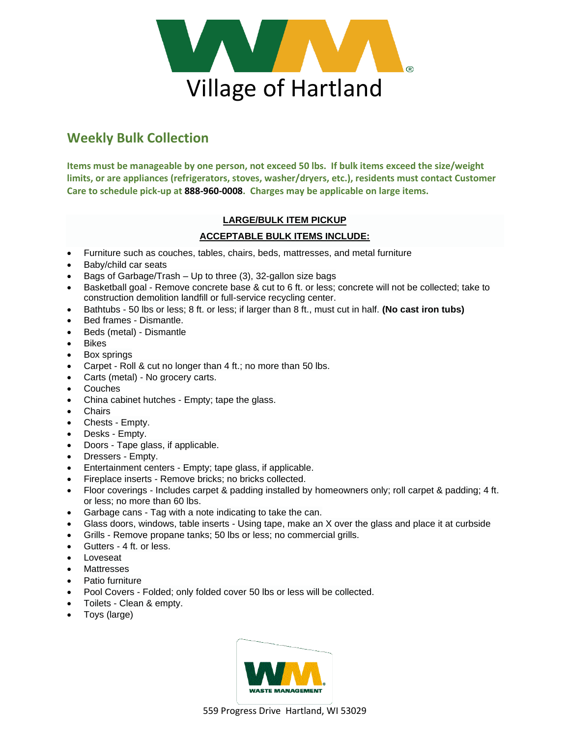# Village of Hartland

## Weekly Bulk Collection

**Items must be manageable by one person, not exceed 50 lbs. If bulk items exceed the size/weight limits, or are appliances (refrigerators, stoves, washer/dryers, etc.), residents must contact Customer Care to schedule pick-up at 888-960-0008. Charges may be applicable on large items.**

**LARGE/BULK ITEM PICKUP**

**ACCEPTABLE BULK ITEMS INCLUDE:**

- Furniture such as couches, tables, chairs, beds, mattresses, and metal furniture
- Baby/child car seats
- Bags of Garbage/Trash – Up to three (3), 32-gallon size bags
- Basketball goal - Remove concrete base & cut to 6 ft. or less; concrete will not be collected; take to construction demolition landfill or full-service recycling center.
- Bathtubs - 50 lbs or less; 8 ft. or less; if larger than 8 ft., must cut in half. **(No cast iron tubs)**
- Bed frames - Dismantle.
- Beds (metal) - Dismantle
- Bikes
- Box springs
- Carpet - Roll & cut no longer than 4 ft.; no more than 50 lbs.
- Carts (metal) - No grocery carts.
- Couches
- China cabinet hutches - Empty; tape the glass.
- Chairs
- Chests - Empty.
- Desks - Empty.
- Doors - Tape glass, if applicable.
- Dressers - Empty.
- Entertainment centers - Empty; tape glass, if applicable.
- Fireplace inserts - Remove bricks; no bricks collected.
- Floor coverings - Includes carpet & padding installed by homeowners only; roll carpet & padding; 4 ft. or less; no more than 60 lbs.
- Garbage cans - Tag with a note indicating to take the can.
- Glass doors, windows, table inserts - Using tape, make an X over the glass and place it at curbside
- Grills - Remove propane tanks; 50 lbs or less; no commercial grills.
- Gutters - 4 ft. or less.
- Loveseat
- Mattresses
- Patio furniture
- Pool Covers - Folded; only folded cover 50 lbs or less will be collected.
- Toilets - Clean & empty.
- Toys (large)

WASTE MANAGEMENT

559 Progress Drive Hartland, WI 53029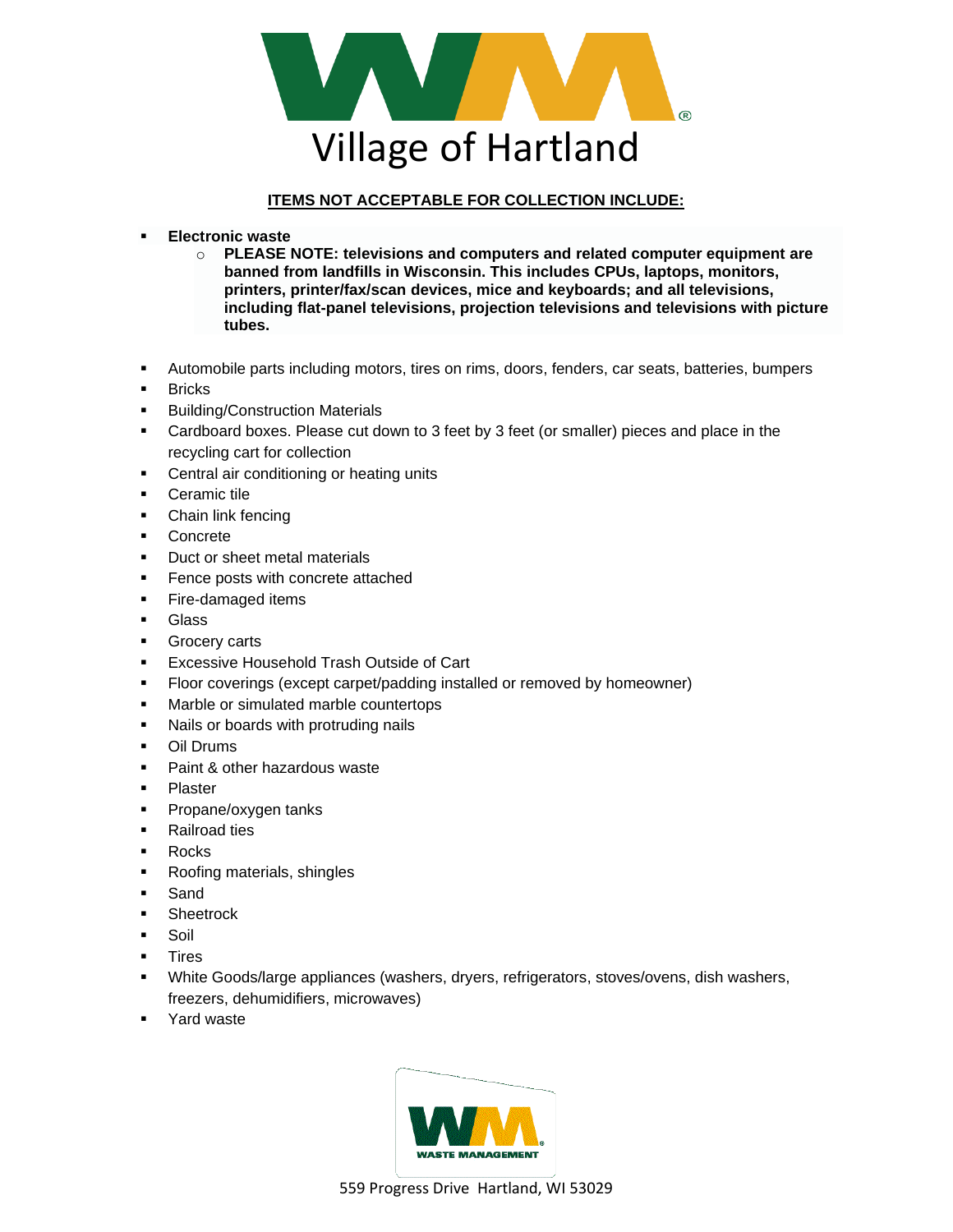# Village of Hartland

**ITEMS NOT ACCEPTABLE FOR COLLECTION INCLUDE:**

- **Electronic waste**
  - **PLEASE NOTE: televisions and computers and related computer equipment are banned from landfills in Wisconsin. This includes CPUs, laptops, monitors, printers, printer/fax/scan devices, mice and keyboards; and all televisions, including flat-panel televisions, projection televisions and televisions with picture tubes.**

- Automobile parts including motors, tires on rims, doors, fenders, car seats, batteries, bumpers
- Bricks
- Building/Construction Materials
- Cardboard boxes. Please cut down to 3 feet by 3 feet (or smaller) pieces and place in the recycling cart for collection
- Central air conditioning or heating units
- Ceramic tile
- Chain link fencing
- Concrete
- Duct or sheet metal materials
- Fence posts with concrete attached
- Fire-damaged items
- Glass
- Grocery carts
- Excessive Household Trash Outside of Cart
- Floor coverings (except carpet/padding installed or removed by homeowner)
- Marble or simulated marble countertops
- Nails or boards with protruding nails
- Oil Drums
- Paint & other hazardous waste
- Plaster
- Propane/oxygen tanks
- Railroad ties
- Rocks
- Roofing materials, shingles
- Sand
- Sheetrock
- Soil
- Tires
- White Goods/large appliances (washers, dryers, refrigerators, stoves/ovens, dish washers, freezers, dehumidifiers, microwaves)
- Yard waste

WASTE MANAGEMENT

559 Progress Drive Hartland, WI 53029